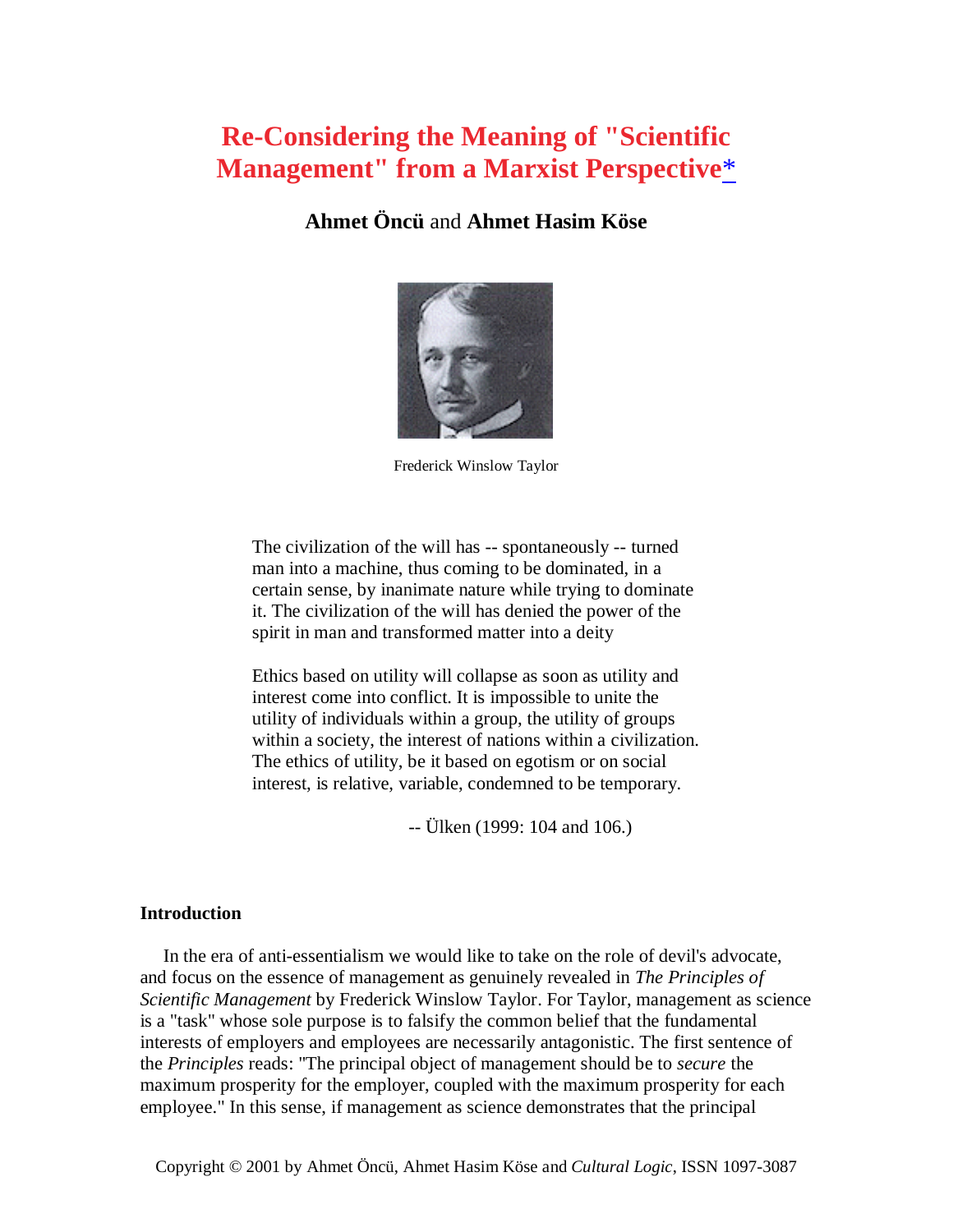# Re-Considering the Meaning of "Scientific Management" from a Marxist Perspective*

**Ahmet Öncü** and **Ahmet Hasim Köse**

Frederick Winslow Taylor

> The civilization of the will has -- spontaneously -- turned man into a machine, thus coming to be dominated, in a certain sense, by inanimate nature while trying to dominate it. The civilization of the will has denied the power of the spirit in man and transformed matter into a deity
>
> Ethics based on utility will collapse as soon as utility and interest come into conflict. It is impossible to unite the utility of individuals within a group, the utility of groups within a society, the interest of nations within a civilization. The ethics of utility, be it based on egotism or on social interest, is relative, variable, condemned to be temporary.
>
> -- Ülken (1999: 104 and 106.)

### Introduction

In the era of anti-essentialism we would like to take on the role of devil's advocate, and focus on the essence of management as genuinely revealed in *The Principles of Scientific Management* by Frederick Winslow Taylor. For Taylor, management as science is a "task" whose sole purpose is to falsify the common belief that the fundamental interests of employers and employees are necessarily antagonistic. The first sentence of the *Principles* reads: "The principal object of management should be to *secure* the maximum prosperity for the employer, coupled with the maximum prosperity for each employee." In this sense, if management as science demonstrates that the principal

Copyright © 2001 by Ahmet Öncü, Ahmet Hasim Köse and *Cultural Logic*, ISSN 1097-3087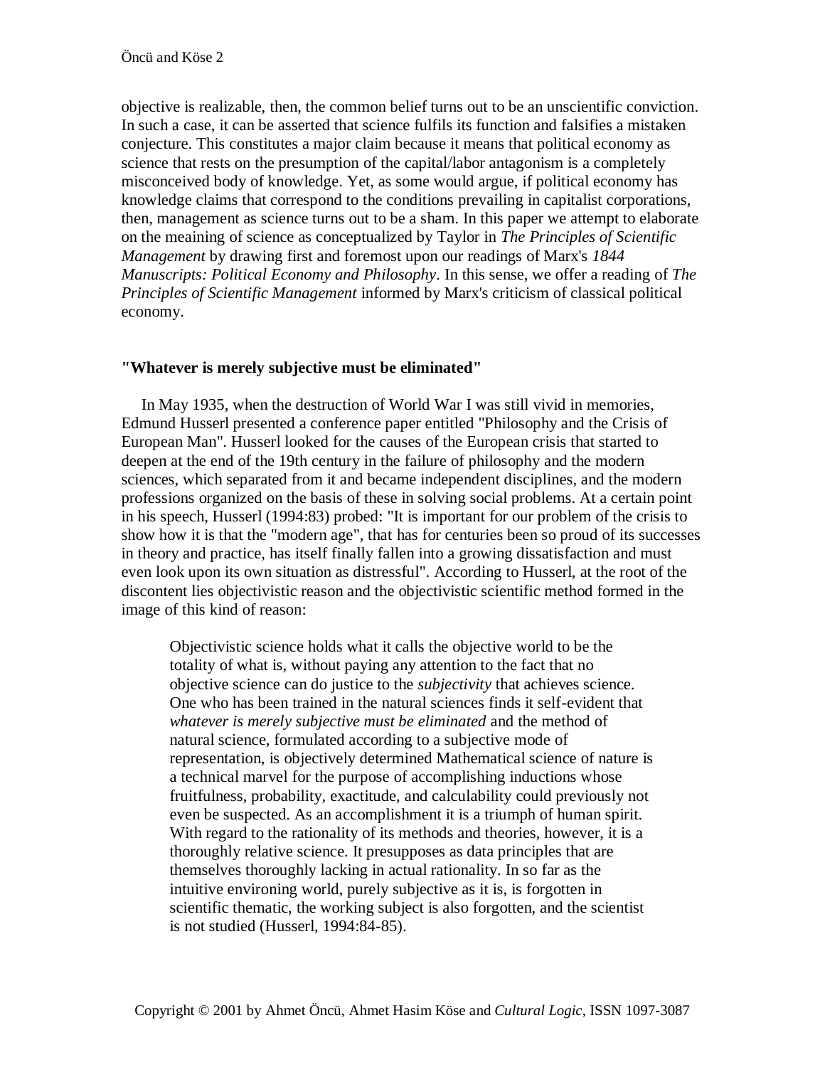objective is realizable, then, the common belief turns out to be an unscientific conviction. In such a case, it can be asserted that science fulfils its function and falsifies a mistaken conjecture. This constitutes a major claim because it means that political economy as science that rests on the presumption of the capital/labor antagonism is a completely misconceived body of knowledge. Yet, as some would argue, if political economy has knowledge claims that correspond to the conditions prevailing in capitalist corporations, then, management as science turns out to be a sham. In this paper we attempt to elaborate on the meaining of science as conceptualized by Taylor in *The Principles of Scientific Management* by drawing first and foremost upon our readings of Marx's *1844 Manuscripts: Political Economy and Philosophy*. In this sense, we offer a reading of *The Principles of Scientific Management* informed by Marx's criticism of classical political economy.

## "Whatever is merely subjective must be eliminated"

In May 1935, when the destruction of World War I was still vivid in memories, Edmund Husserl presented a conference paper entitled "Philosophy and the Crisis of European Man". Husserl looked for the causes of the European crisis that started to deepen at the end of the 19th century in the failure of philosophy and the modern sciences, which separated from it and became independent disciplines, and the modern professions organized on the basis of these in solving social problems. At a certain point in his speech, Husserl (1994:83) probed: "It is important for our problem of the crisis to show how it is that the "modern age", that has for centuries been so proud of its successes in theory and practice, has itself finally fallen into a growing dissatisfaction and must even look upon its own situation as distressful". According to Husserl, at the root of the discontent lies objectivistic reason and the objectivistic scientific method formed in the image of this kind of reason:

> Objectivistic science holds what it calls the objective world to be the totality of what is, without paying any attention to the fact that no objective science can do justice to the *subjectivity* that achieves science. One who has been trained in the natural sciences finds it self-evident that *whatever is merely subjective must be eliminated* and the method of natural science, formulated according to a subjective mode of representation, is objectively determined Mathematical science of nature is a technical marvel for the purpose of accomplishing inductions whose fruitfulness, probability, exactitude, and calculability could previously not even be suspected. As an accomplishment it is a triumph of human spirit. With regard to the rationality of its methods and theories, however, it is a thoroughly relative science. It presupposes as data principles that are themselves thoroughly lacking in actual rationality. In so far as the intuitive environing world, purely subjective as it is, is forgotten in scientific thematic, the working subject is also forgotten, and the scientist is not studied (Husserl, 1994:84-85).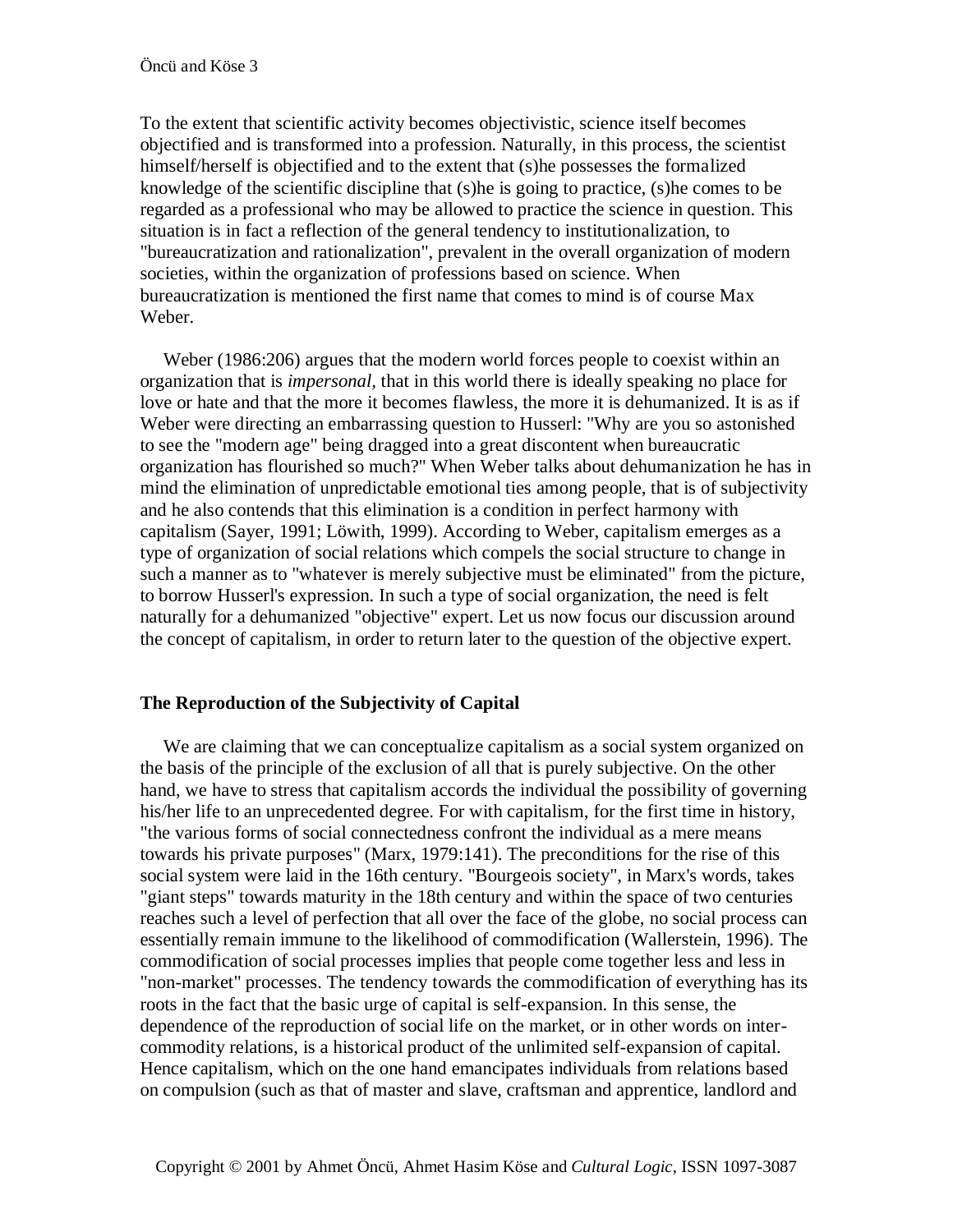To the extent that scientific activity becomes objectivistic, science itself becomes objectified and is transformed into a profession. Naturally, in this process, the scientist himself/herself is objectified and to the extent that (s)he possesses the formalized knowledge of the scientific discipline that (s)he is going to practice, (s)he comes to be regarded as a professional who may be allowed to practice the science in question. This situation is in fact a reflection of the general tendency to institutionalization, to "bureaucratization and rationalization", prevalent in the overall organization of modern societies, within the organization of professions based on science. When bureaucratization is mentioned the first name that comes to mind is of course Max Weber.

Weber (1986:206) argues that the modern world forces people to coexist within an organization that is *impersonal,* that in this world there is ideally speaking no place for love or hate and that the more it becomes flawless, the more it is dehumanized. It is as if Weber were directing an embarrassing question to Husserl: "Why are you so astonished to see the "modern age" being dragged into a great discontent when bureaucratic organization has flourished so much?" When Weber talks about dehumanization he has in mind the elimination of unpredictable emotional ties among people, that is of subjectivity and he also contends that this elimination is a condition in perfect harmony with capitalism (Sayer, 1991; Löwith, 1999). According to Weber, capitalism emerges as a type of organization of social relations which compels the social structure to change in such a manner as to "whatever is merely subjective must be eliminated" from the picture, to borrow Husserl's expression. In such a type of social organization, the need is felt naturally for a dehumanized "objective" expert. Let us now focus our discussion around the concept of capitalism, in order to return later to the question of the objective expert.

## The Reproduction of the Subjectivity of Capital

We are claiming that we can conceptualize capitalism as a social system organized on the basis of the principle of the exclusion of all that is purely subjective. On the other hand, we have to stress that capitalism accords the individual the possibility of governing his/her life to an unprecedented degree. For with capitalism, for the first time in history, "the various forms of social connectedness confront the individual as a mere means towards his private purposes" (Marx, 1979:141). The preconditions for the rise of this social system were laid in the 16th century. "Bourgeois society", in Marx's words, takes "giant steps" towards maturity in the 18th century and within the space of two centuries reaches such a level of perfection that all over the face of the globe, no social process can essentially remain immune to the likelihood of commodification (Wallerstein, 1996). The commodification of social processes implies that people come together less and less in "non-market" processes. The tendency towards the commodification of everything has its roots in the fact that the basic urge of capital is self-expansion. In this sense, the dependence of the reproduction of social life on the market, or in other words on inter-commodity relations, is a historical product of the unlimited self-expansion of capital. Hence capitalism, which on the one hand emancipates individuals from relations based on compulsion (such as that of master and slave, craftsman and apprentice, landlord and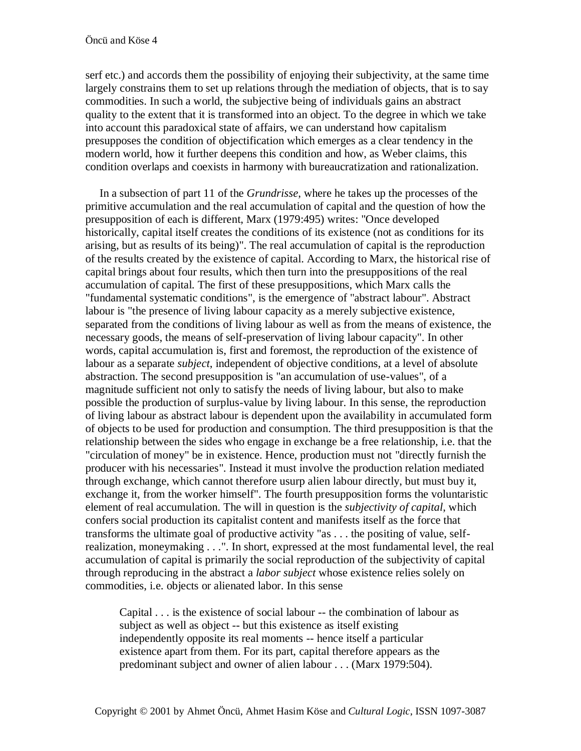serf etc.) and accords them the possibility of enjoying their subjectivity, at the same time largely constrains them to set up relations through the mediation of objects, that is to say commodities. In such a world, the subjective being of individuals gains an abstract quality to the extent that it is transformed into an object. To the degree in which we take into account this paradoxical state of affairs, we can understand how capitalism presupposes the condition of objectification which emerges as a clear tendency in the modern world, how it further deepens this condition and how, as Weber claims, this condition overlaps and coexists in harmony with bureaucratization and rationalization.

In a subsection of part 11 of the *Grundrisse*, where he takes up the processes of the primitive accumulation and the real accumulation of capital and the question of how the presupposition of each is different, Marx (1979:495) writes: "Once developed historically, capital itself creates the conditions of its existence (not as conditions for its arising, but as results of its being)". The real accumulation of capital is the reproduction of the results created by the existence of capital. According to Marx, the historical rise of capital brings about four results, which then turn into the presuppositions of the real accumulation of capital. The first of these presuppositions, which Marx calls the "fundamental systematic conditions", is the emergence of "abstract labour". Abstract labour is "the presence of living labour capacity as a merely subjective existence, separated from the conditions of living labour as well as from the means of existence, the necessary goods, the means of self-preservation of living labour capacity". In other words, capital accumulation is, first and foremost, the reproduction of the existence of labour as a separate *subject*, independent of objective conditions, at a level of absolute abstraction. The second presupposition is "an accumulation of use-values", of a magnitude sufficient not only to satisfy the needs of living labour, but also to make possible the production of surplus-value by living labour. In this sense, the reproduction of living labour as abstract labour is dependent upon the availability in accumulated form of objects to be used for production and consumption. The third presupposition is that the relationship between the sides who engage in exchange be a free relationship, i.e. that the "circulation of money" be in existence. Hence, production must not "directly furnish the producer with his necessaries". Instead it must involve the production relation mediated through exchange, which cannot therefore usurp alien labour directly, but must buy it, exchange it, from the worker himself". The fourth presupposition forms the voluntaristic element of real accumulation. The will in question is the *subjectivity of capital*, which confers social production its capitalist content and manifests itself as the force that transforms the ultimate goal of productive activity "as . . . the positing of value, self-realization, moneymaking . . .". In short, expressed at the most fundamental level, the real accumulation of capital is primarily the social reproduction of the subjectivity of capital through reproducing in the abstract a *labor subject* whose existence relies solely on commodities, i.e. objects or alienated labor. In this sense

> Capital . . . is the existence of social labour -- the combination of labour as subject as well as object -- but this existence as itself existing independently opposite its real moments -- hence itself a particular existence apart from them. For its part, capital therefore appears as the predominant subject and owner of alien labour . . . (Marx 1979:504).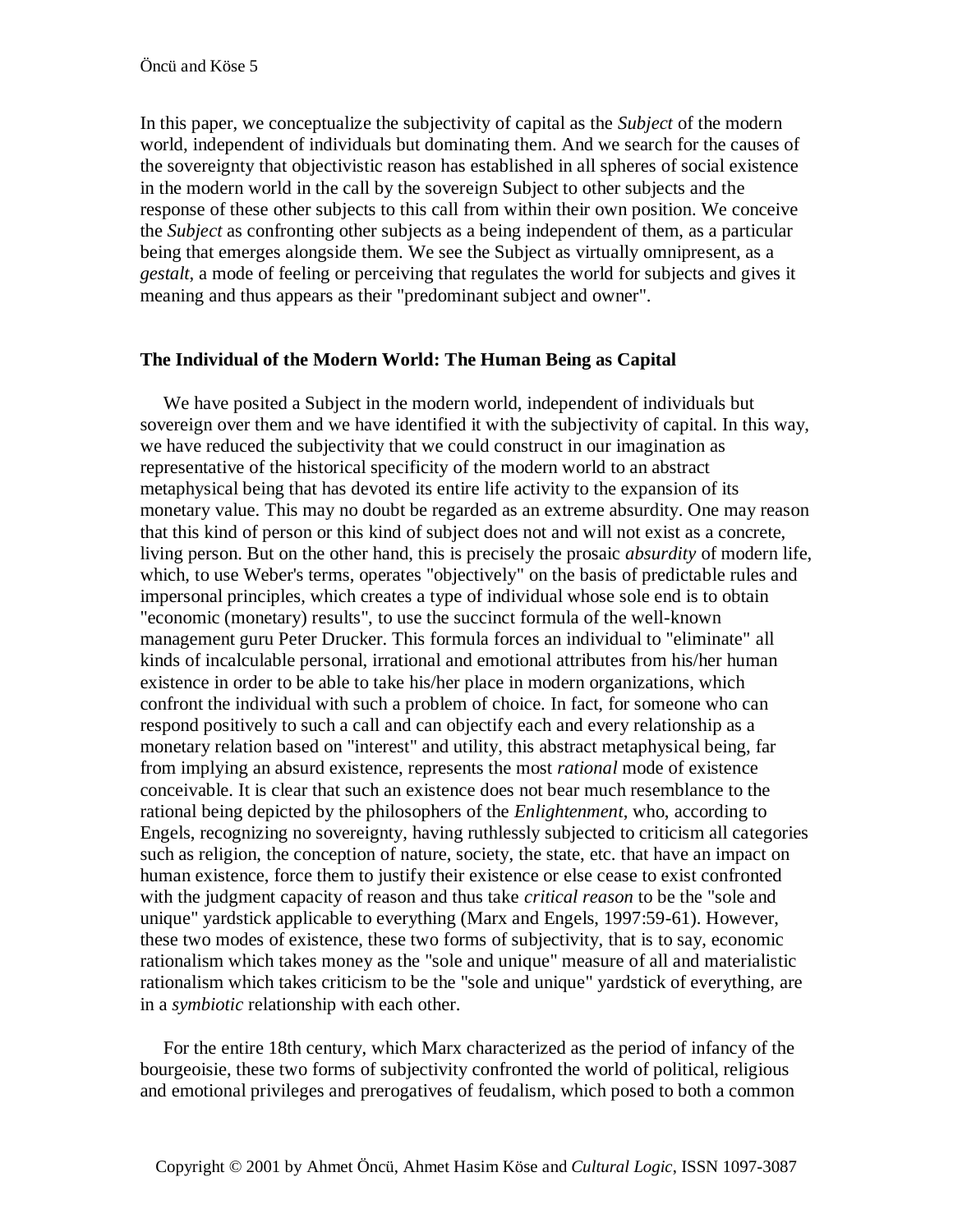In this paper, we conceptualize the subjectivity of capital as the *Subject* of the modern world, independent of individuals but dominating them. And we search for the causes of the sovereignty that objectivistic reason has established in all spheres of social existence in the modern world in the call by the sovereign Subject to other subjects and the response of these other subjects to this call from within their own position. We conceive the *Subject* as confronting other subjects as a being independent of them, as a particular being that emerges alongside them. We see the Subject as virtually omnipresent, as a *gestalt*, a mode of feeling or perceiving that regulates the world for subjects and gives it meaning and thus appears as their "predominant subject and owner".

## The Individual of the Modern World: The Human Being as Capital

We have posited a Subject in the modern world, independent of individuals but sovereign over them and we have identified it with the subjectivity of capital. In this way, we have reduced the subjectivity that we could construct in our imagination as representative of the historical specificity of the modern world to an abstract metaphysical being that has devoted its entire life activity to the expansion of its monetary value. This may no doubt be regarded as an extreme absurdity. One may reason that this kind of person or this kind of subject does not and will not exist as a concrete, living person. But on the other hand, this is precisely the prosaic *absurdity* of modern life, which, to use Weber's terms, operates "objectively" on the basis of predictable rules and impersonal principles, which creates a type of individual whose sole end is to obtain "economic (monetary) results", to use the succinct formula of the well-known management guru Peter Drucker. This formula forces an individual to "eliminate" all kinds of incalculable personal, irrational and emotional attributes from his/her human existence in order to be able to take his/her place in modern organizations, which confront the individual with such a problem of choice. In fact, for someone who can respond positively to such a call and can objectify each and every relationship as a monetary relation based on "interest" and utility, this abstract metaphysical being, far from implying an absurd existence, represents the most *rational* mode of existence conceivable. It is clear that such an existence does not bear much resemblance to the rational being depicted by the philosophers of the *Enlightenment*, who, according to Engels, recognizing no sovereignty, having ruthlessly subjected to criticism all categories such as religion, the conception of nature, society, the state, etc. that have an impact on human existence, force them to justify their existence or else cease to exist confronted with the judgment capacity of reason and thus take *critical reason* to be the "sole and unique" yardstick applicable to everything (Marx and Engels, 1997:59-61). However, these two modes of existence, these two forms of subjectivity, that is to say, economic rationalism which takes money as the "sole and unique" measure of all and materialistic rationalism which takes criticism to be the "sole and unique" yardstick of everything, are in a *symbiotic* relationship with each other.

For the entire 18th century, which Marx characterized as the period of infancy of the bourgeoisie, these two forms of subjectivity confronted the world of political, religious and emotional privileges and prerogatives of feudalism, which posed to both a common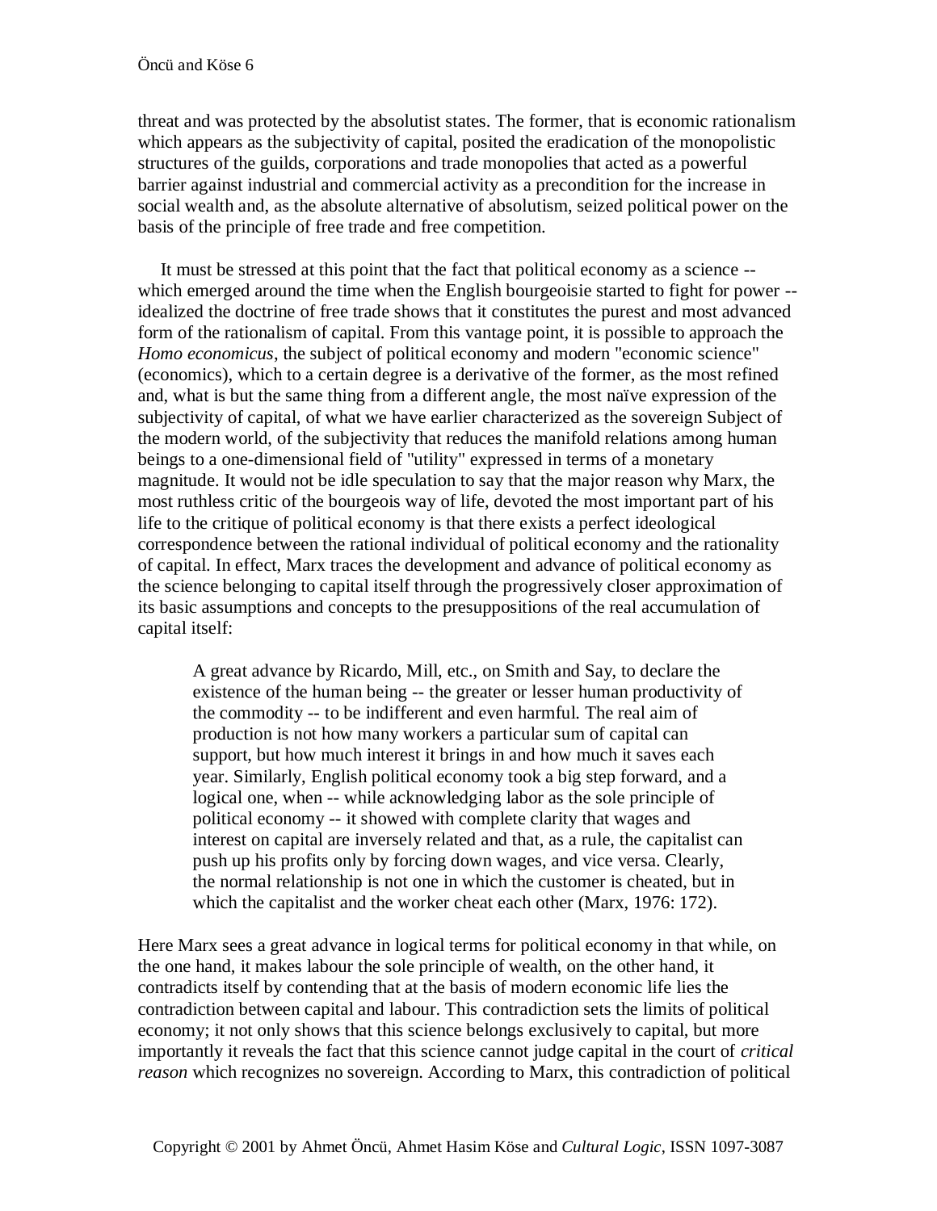threat and was protected by the absolutist states. The former, that is economic rationalism which appears as the subjectivity of capital, posited the eradication of the monopolistic structures of the guilds, corporations and trade monopolies that acted as a powerful barrier against industrial and commercial activity as a precondition for the increase in social wealth and, as the absolute alternative of absolutism, seized political power on the basis of the principle of free trade and free competition.

It must be stressed at this point that the fact that political economy as a science -- which emerged around the time when the English bourgeoisie started to fight for power -- idealized the doctrine of free trade shows that it constitutes the purest and most advanced form of the rationalism of capital. From this vantage point, it is possible to approach the *Homo economicus*, the subject of political economy and modern "economic science" (economics), which to a certain degree is a derivative of the former, as the most refined and, what is but the same thing from a different angle, the most naïve expression of the subjectivity of capital, of what we have earlier characterized as the sovereign Subject of the modern world, of the subjectivity that reduces the manifold relations among human beings to a one-dimensional field of "utility" expressed in terms of a monetary magnitude. It would not be idle speculation to say that the major reason why Marx, the most ruthless critic of the bourgeois way of life, devoted the most important part of his life to the critique of political economy is that there exists a perfect ideological correspondence between the rational individual of political economy and the rationality of capital. In effect, Marx traces the development and advance of political economy as the science belonging to capital itself through the progressively closer approximation of its basic assumptions and concepts to the presuppositions of the real accumulation of capital itself:

> A great advance by Ricardo, Mill, etc., on Smith and Say, to declare the existence of the human being -- the greater or lesser human productivity of the commodity -- to be indifferent and even harmful. The real aim of production is not how many workers a particular sum of capital can support, but how much interest it brings in and how much it saves each year. Similarly, English political economy took a big step forward, and a logical one, when -- while acknowledging labor as the sole principle of political economy -- it showed with complete clarity that wages and interest on capital are inversely related and that, as a rule, the capitalist can push up his profits only by forcing down wages, and vice versa. Clearly, the normal relationship is not one in which the customer is cheated, but in which the capitalist and the worker cheat each other (Marx, 1976: 172).

Here Marx sees a great advance in logical terms for political economy in that while, on the one hand, it makes labour the sole principle of wealth, on the other hand, it contradicts itself by contending that at the basis of modern economic life lies the contradiction between capital and labour. This contradiction sets the limits of political economy; it not only shows that this science belongs exclusively to capital, but more importantly it reveals the fact that this science cannot judge capital in the court of *critical reason* which recognizes no sovereign. According to Marx, this contradiction of political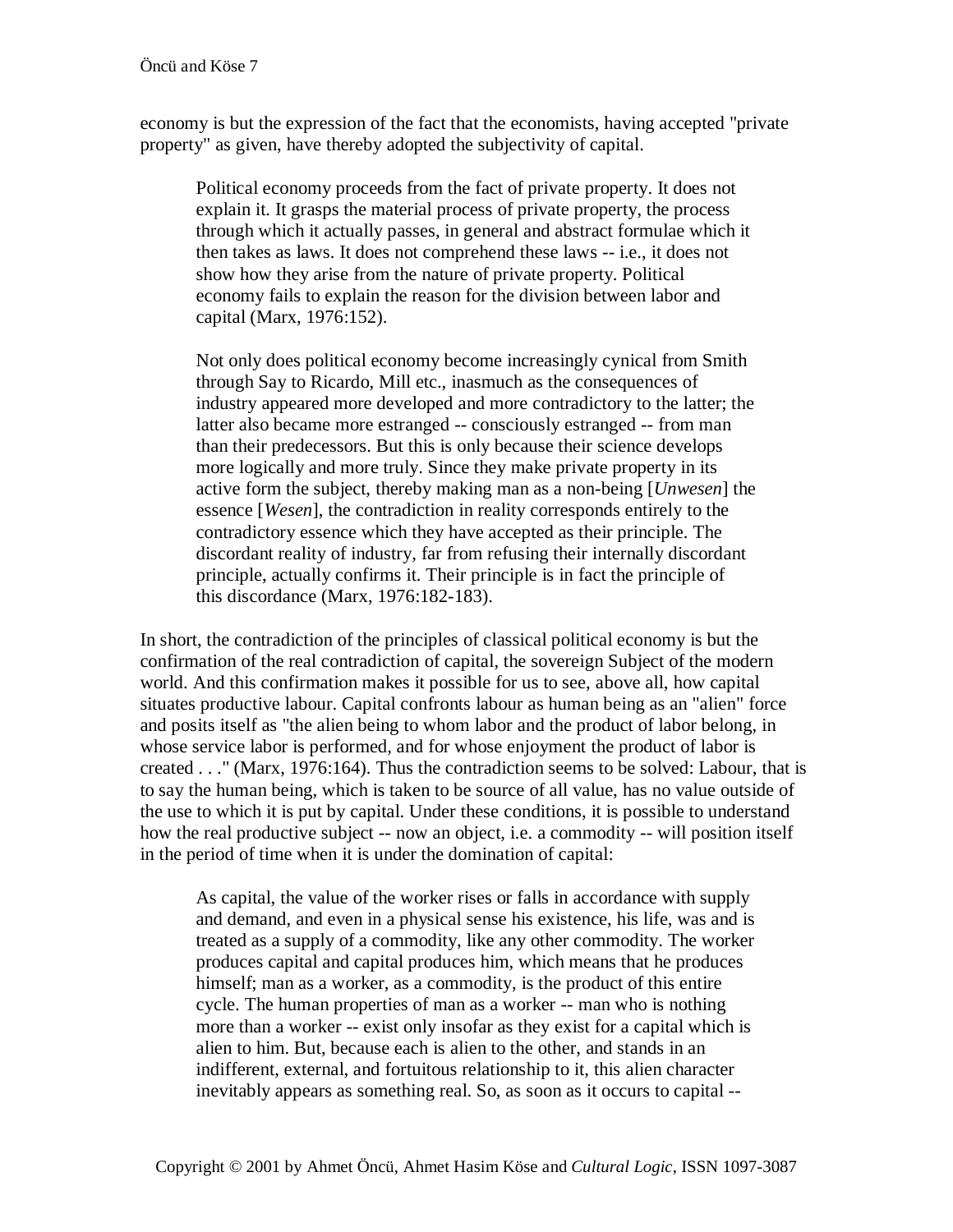economy is but the expression of the fact that the economists, having accepted "private property" as given, have thereby adopted the subjectivity of capital.

> Political economy proceeds from the fact of private property. It does not explain it. It grasps the material process of private property, the process through which it actually passes, in general and abstract formulae which it then takes as laws. It does not comprehend these laws -- i.e., it does not show how they arise from the nature of private property. Political economy fails to explain the reason for the division between labor and capital (Marx, 1976:152).

> Not only does political economy become increasingly cynical from Smith through Say to Ricardo, Mill etc., inasmuch as the consequences of industry appeared more developed and more contradictory to the latter; the latter also became more estranged -- consciously estranged -- from man than their predecessors. But this is only because their science develops more logically and more truly. Since they make private property in its active form the subject, thereby making man as a non-being [*Unwesen*] the essence [*Wesen*], the contradiction in reality corresponds entirely to the contradictory essence which they have accepted as their principle. The discordant reality of industry, far from refusing their internally discordant principle, actually confirms it. Their principle is in fact the principle of this discordance (Marx, 1976:182-183).

In short, the contradiction of the principles of classical political economy is but the confirmation of the real contradiction of capital, the sovereign Subject of the modern world. And this confirmation makes it possible for us to see, above all, how capital situates productive labour. Capital confronts labour as human being as an "alien" force and posits itself as "the alien being to whom labor and the product of labor belong, in whose service labor is performed, and for whose enjoyment the product of labor is created . . ." (Marx, 1976:164). Thus the contradiction seems to be solved: Labour, that is to say the human being, which is taken to be source of all value, has no value outside of the use to which it is put by capital. Under these conditions, it is possible to understand how the real productive subject -- now an object, i.e. a commodity -- will position itself in the period of time when it is under the domination of capital:

> As capital, the value of the worker rises or falls in accordance with supply and demand, and even in a physical sense his existence, his life, was and is treated as a supply of a commodity, like any other commodity. The worker produces capital and capital produces him, which means that he produces himself; man as a worker, as a commodity, is the product of this entire cycle. The human properties of man as a worker -- man who is nothing more than a worker -- exist only insofar as they exist for a capital which is alien to him. But, because each is alien to the other, and stands in an indifferent, external, and fortuitous relationship to it, this alien character inevitably appears as something real. So, as soon as it occurs to capital --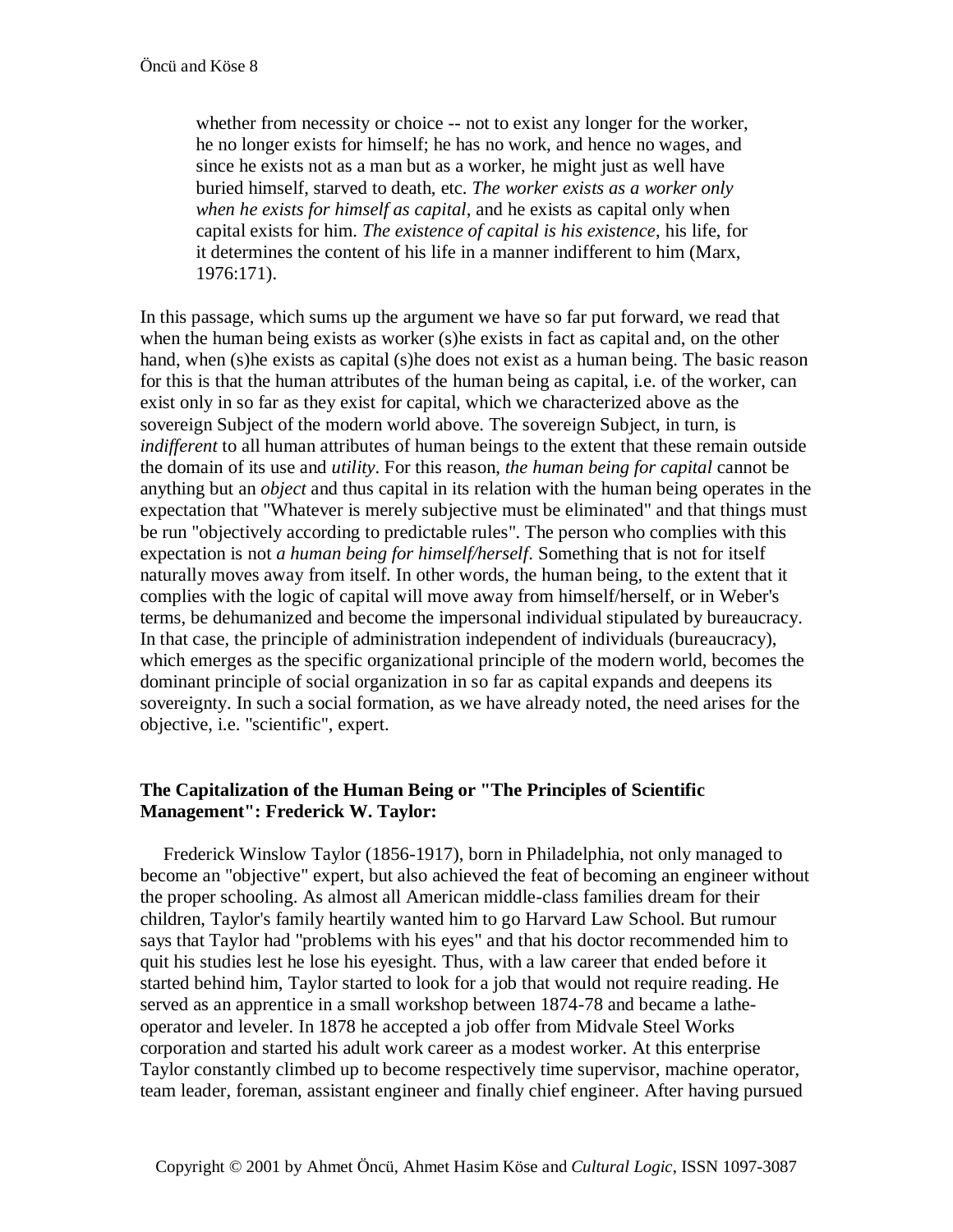> whether from necessity or choice -- not to exist any longer for the worker, he no longer exists for himself; he has no work, and hence no wages, and since he exists not as a man but as a worker, he might just as well have buried himself, starved to death, etc. *The worker exists as a worker only when he exists for himself as capital*, and he exists as capital only when capital exists for him. *The existence of capital is his existence*, his life, for it determines the content of his life in a manner indifferent to him (Marx, 1976:171).

In this passage, which sums up the argument we have so far put forward, we read that when the human being exists as worker (s)he exists in fact as capital and, on the other hand, when (s)he exists as capital (s)he does not exist as a human being. The basic reason for this is that the human attributes of the human being as capital, i.e. of the worker, can exist only in so far as they exist for capital, which we characterized above as the sovereign Subject of the modern world above. The sovereign Subject, in turn, is *indifferent* to all human attributes of human beings to the extent that these remain outside the domain of its use and *utility*. For this reason, *the human being for capital* cannot be anything but an *object* and thus capital in its relation with the human being operates in the expectation that "Whatever is merely subjective must be eliminated" and that things must be run "objectively according to predictable rules". The person who complies with this expectation is not *a human being for himself/herself*. Something that is not for itself naturally moves away from itself. In other words, the human being, to the extent that it complies with the logic of capital will move away from himself/herself, or in Weber's terms, be dehumanized and become the impersonal individual stipulated by bureaucracy. In that case, the principle of administration independent of individuals (bureaucracy), which emerges as the specific organizational principle of the modern world, becomes the dominant principle of social organization in so far as capital expands and deepens its sovereignty. In such a social formation, as we have already noted, the need arises for the objective, i.e. "scientific", expert.

**The Capitalization of the Human Being or "The Principles of Scientific Management": Frederick W. Taylor:**

Frederick Winslow Taylor (1856-1917), born in Philadelphia, not only managed to become an "objective" expert, but also achieved the feat of becoming an engineer without the proper schooling. As almost all American middle-class families dream for their children, Taylor's family heartily wanted him to go Harvard Law School. But rumour says that Taylor had "problems with his eyes" and that his doctor recommended him to quit his studies lest he lose his eyesight. Thus, with a law career that ended before it started behind him, Taylor started to look for a job that would not require reading. He served as an apprentice in a small workshop between 1874-78 and became a lathe-operator and leveler. In 1878 he accepted a job offer from Midvale Steel Works corporation and started his adult work career as a modest worker. At this enterprise Taylor constantly climbed up to become respectively time supervisor, machine operator, team leader, foreman, assistant engineer and finally chief engineer. After having pursued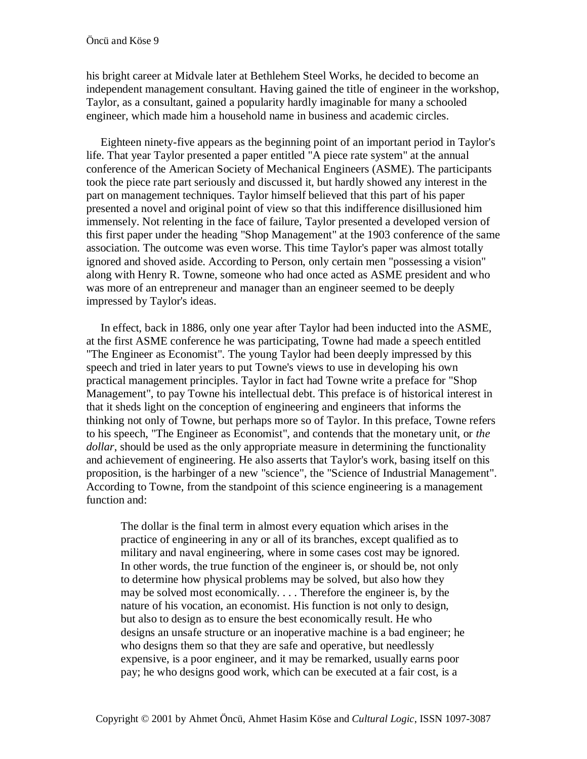his bright career at Midvale later at Bethlehem Steel Works, he decided to become an independent management consultant. Having gained the title of engineer in the workshop, Taylor, as a consultant, gained a popularity hardly imaginable for many a schooled engineer, which made him a household name in business and academic circles.

Eighteen ninety-five appears as the beginning point of an important period in Taylor's life. That year Taylor presented a paper entitled "A piece rate system" at the annual conference of the American Society of Mechanical Engineers (ASME). The participants took the piece rate part seriously and discussed it, but hardly showed any interest in the part on management techniques. Taylor himself believed that this part of his paper presented a novel and original point of view so that this indifference disillusioned him immensely. Not relenting in the face of failure, Taylor presented a developed version of this first paper under the heading "Shop Management" at the 1903 conference of the same association. The outcome was even worse. This time Taylor's paper was almost totally ignored and shoved aside. According to Person, only certain men "possessing a vision" along with Henry R. Towne, someone who had once acted as ASME president and who was more of an entrepreneur and manager than an engineer seemed to be deeply impressed by Taylor's ideas.

In effect, back in 1886, only one year after Taylor had been inducted into the ASME, at the first ASME conference he was participating, Towne had made a speech entitled "The Engineer as Economist". The young Taylor had been deeply impressed by this speech and tried in later years to put Towne's views to use in developing his own practical management principles. Taylor in fact had Towne write a preface for "Shop Management", to pay Towne his intellectual debt. This preface is of historical interest in that it sheds light on the conception of engineering and engineers that informs the thinking not only of Towne, but perhaps more so of Taylor. In this preface, Towne refers to his speech, "The Engineer as Economist", and contends that the monetary unit, or *the dollar*, should be used as the only appropriate measure in determining the functionality and achievement of engineering. He also asserts that Taylor's work, basing itself on this proposition, is the harbinger of a new "science", the "Science of Industrial Management". According to Towne, from the standpoint of this science engineering is a management function and:

> The dollar is the final term in almost every equation which arises in the practice of engineering in any or all of its branches, except qualified as to military and naval engineering, where in some cases cost may be ignored. In other words, the true function of the engineer is, or should be, not only to determine how physical problems may be solved, but also how they may be solved most economically. . . . Therefore the engineer is, by the nature of his vocation, an economist. His function is not only to design, but also to design as to ensure the best economically result. He who designs an unsafe structure or an inoperative machine is a bad engineer; he who designs them so that they are safe and operative, but needlessly expensive, is a poor engineer, and it may be remarked, usually earns poor pay; he who designs good work, which can be executed at a fair cost, is a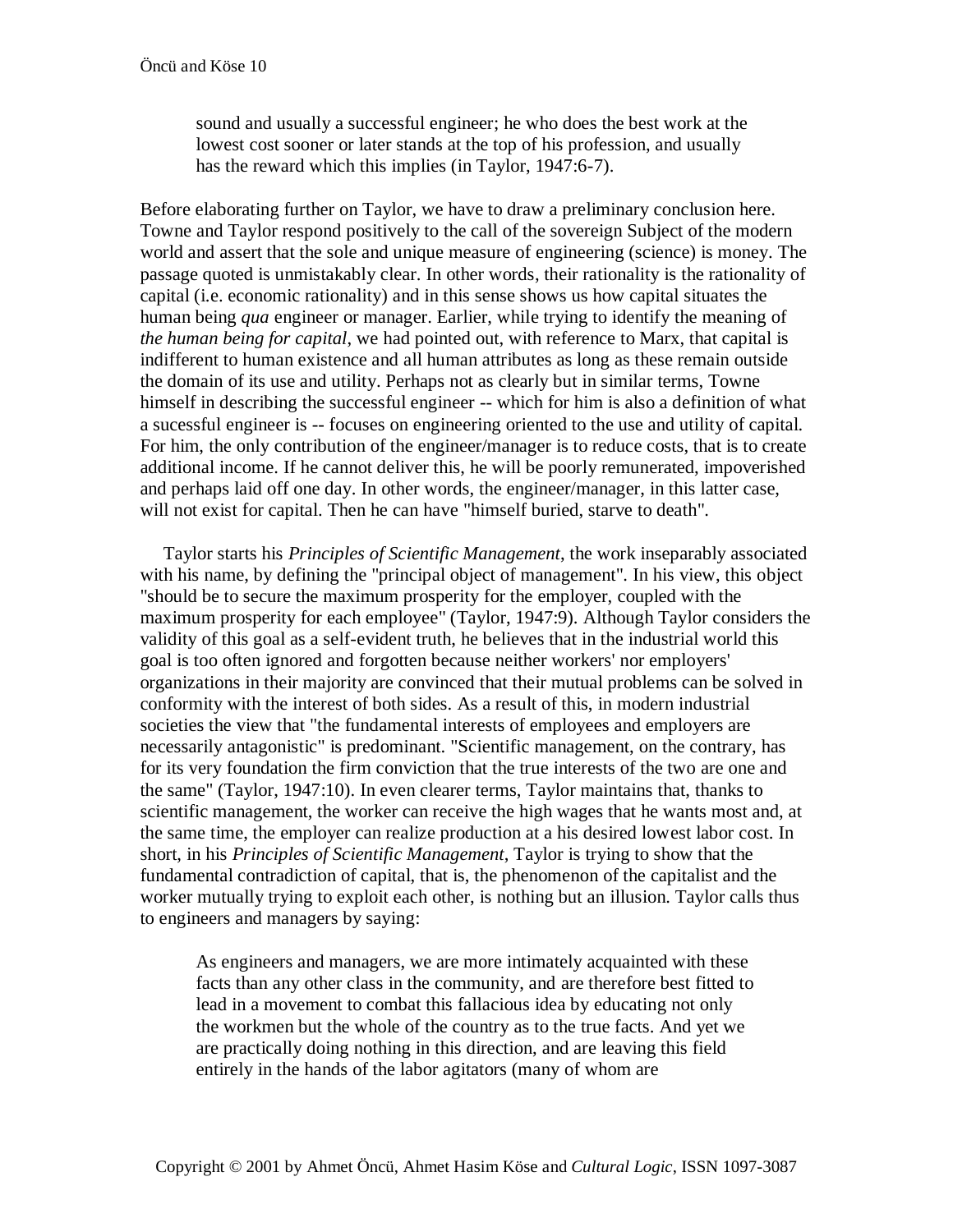> sound and usually a successful engineer; he who does the best work at the lowest cost sooner or later stands at the top of his profession, and usually has the reward which this implies (in Taylor, 1947:6-7).

Before elaborating further on Taylor, we have to draw a preliminary conclusion here. Towne and Taylor respond positively to the call of the sovereign Subject of the modern world and assert that the sole and unique measure of engineering (science) is money. The passage quoted is unmistakably clear. In other words, their rationality is the rationality of capital (i.e. economic rationality) and in this sense shows us how capital situates the human being *qua* engineer or manager. Earlier, while trying to identify the meaning of *the human being for capital*, we had pointed out, with reference to Marx, that capital is indifferent to human existence and all human attributes as long as these remain outside the domain of its use and utility. Perhaps not as clearly but in similar terms, Towne himself in describing the successful engineer -- which for him is also a definition of what a sucessful engineer is -- focuses on engineering oriented to the use and utility of capital. For him, the only contribution of the engineer/manager is to reduce costs, that is to create additional income. If he cannot deliver this, he will be poorly remunerated, impoverished and perhaps laid off one day. In other words, the engineer/manager, in this latter case, will not exist for capital. Then he can have "himself buried, starve to death".

Taylor starts his *Principles of Scientific Management*, the work inseparably associated with his name, by defining the "principal object of management". In his view, this object "should be to secure the maximum prosperity for the employer, coupled with the maximum prosperity for each employee" (Taylor, 1947:9). Although Taylor considers the validity of this goal as a self-evident truth, he believes that in the industrial world this goal is too often ignored and forgotten because neither workers' nor employers' organizations in their majority are convinced that their mutual problems can be solved in conformity with the interest of both sides. As a result of this, in modern industrial societies the view that "the fundamental interests of employees and employers are necessarily antagonistic" is predominant. "Scientific management, on the contrary, has for its very foundation the firm conviction that the true interests of the two are one and the same" (Taylor, 1947:10). In even clearer terms, Taylor maintains that, thanks to scientific management, the worker can receive the high wages that he wants most and, at the same time, the employer can realize production at a his desired lowest labor cost. In short, in his *Principles of Scientific Management*, Taylor is trying to show that the fundamental contradiction of capital, that is, the phenomenon of the capitalist and the worker mutually trying to exploit each other, is nothing but an illusion. Taylor calls thus to engineers and managers by saying:

> As engineers and managers, we are more intimately acquainted with these facts than any other class in the community, and are therefore best fitted to lead in a movement to combat this fallacious idea by educating not only the workmen but the whole of the country as to the true facts. And yet we are practically doing nothing in this direction, and are leaving this field entirely in the hands of the labor agitators (many of whom are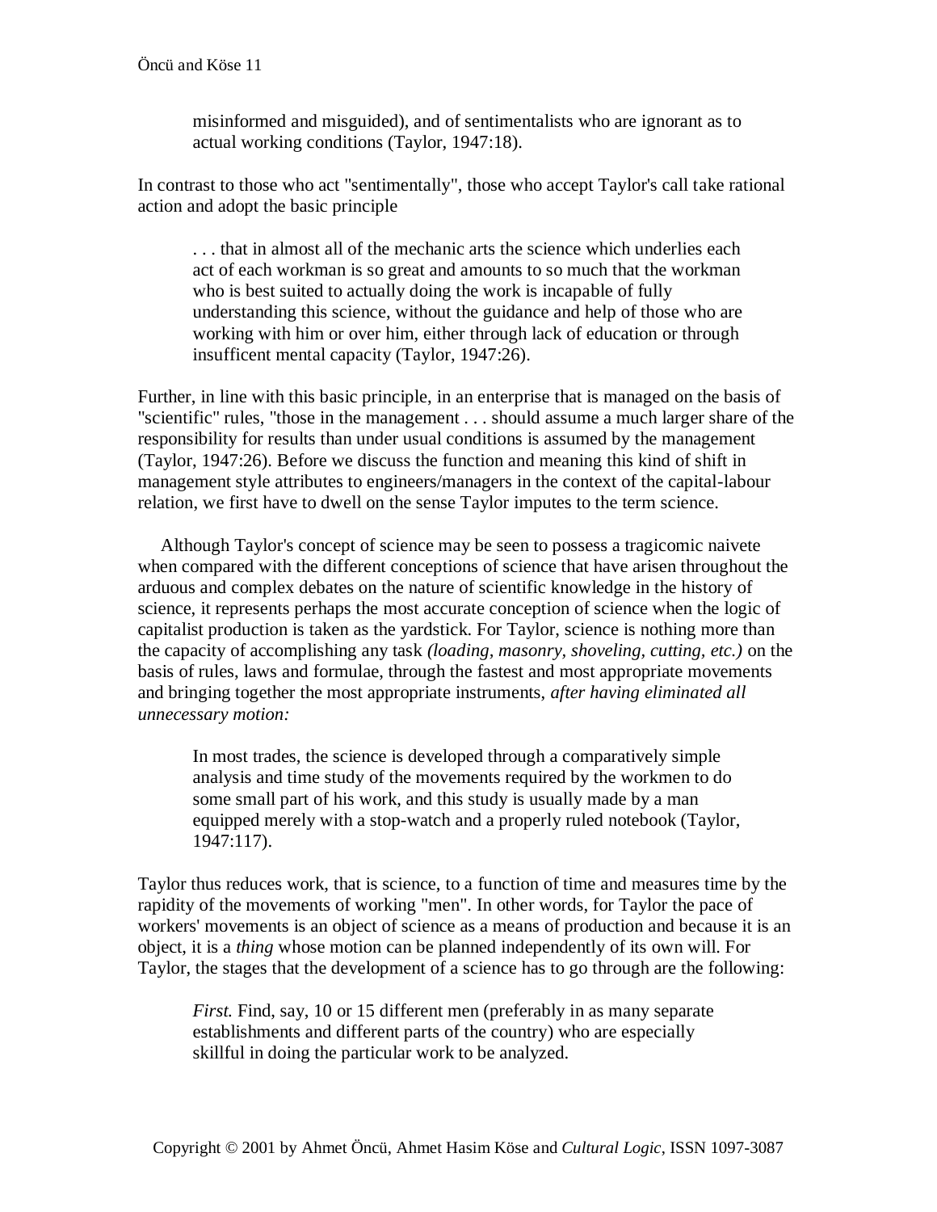> misinformed and misguided), and of sentimentalists who are ignorant as to actual working conditions (Taylor, 1947:18).

In contrast to those who act "sentimentally", those who accept Taylor's call take rational action and adopt the basic principle

> . . . that in almost all of the mechanic arts the science which underlies each act of each workman is so great and amounts to so much that the workman who is best suited to actually doing the work is incapable of fully understanding this science, without the guidance and help of those who are working with him or over him, either through lack of education or through insufficent mental capacity (Taylor, 1947:26).

Further, in line with this basic principle, in an enterprise that is managed on the basis of "scientific" rules, "those in the management . . . should assume a much larger share of the responsibility for results than under usual conditions is assumed by the management (Taylor, 1947:26). Before we discuss the function and meaning this kind of shift in management style attributes to engineers/managers in the context of the capital-labour relation, we first have to dwell on the sense Taylor imputes to the term science.

Although Taylor's concept of science may be seen to possess a tragicomic naivete when compared with the different conceptions of science that have arisen throughout the arduous and complex debates on the nature of scientific knowledge in the history of science, it represents perhaps the most accurate conception of science when the logic of capitalist production is taken as the yardstick. For Taylor, science is nothing more than the capacity of accomplishing any task *(loading, masonry, shoveling, cutting, etc.)* on the basis of rules, laws and formulae, through the fastest and most appropriate movements and bringing together the most appropriate instruments, *after having eliminated all unnecessary motion:*

> In most trades, the science is developed through a comparatively simple analysis and time study of the movements required by the workmen to do some small part of his work, and this study is usually made by a man equipped merely with a stop-watch and a properly ruled notebook (Taylor, 1947:117).

Taylor thus reduces work, that is science, to a function of time and measures time by the rapidity of the movements of working "men". In other words, for Taylor the pace of workers' movements is an object of science as a means of production and because it is an object, it is a *thing* whose motion can be planned independently of its own will. For Taylor, the stages that the development of a science has to go through are the following:

> *First.* Find, say, 10 or 15 different men (preferably in as many separate establishments and different parts of the country) who are especially skillful in doing the particular work to be analyzed.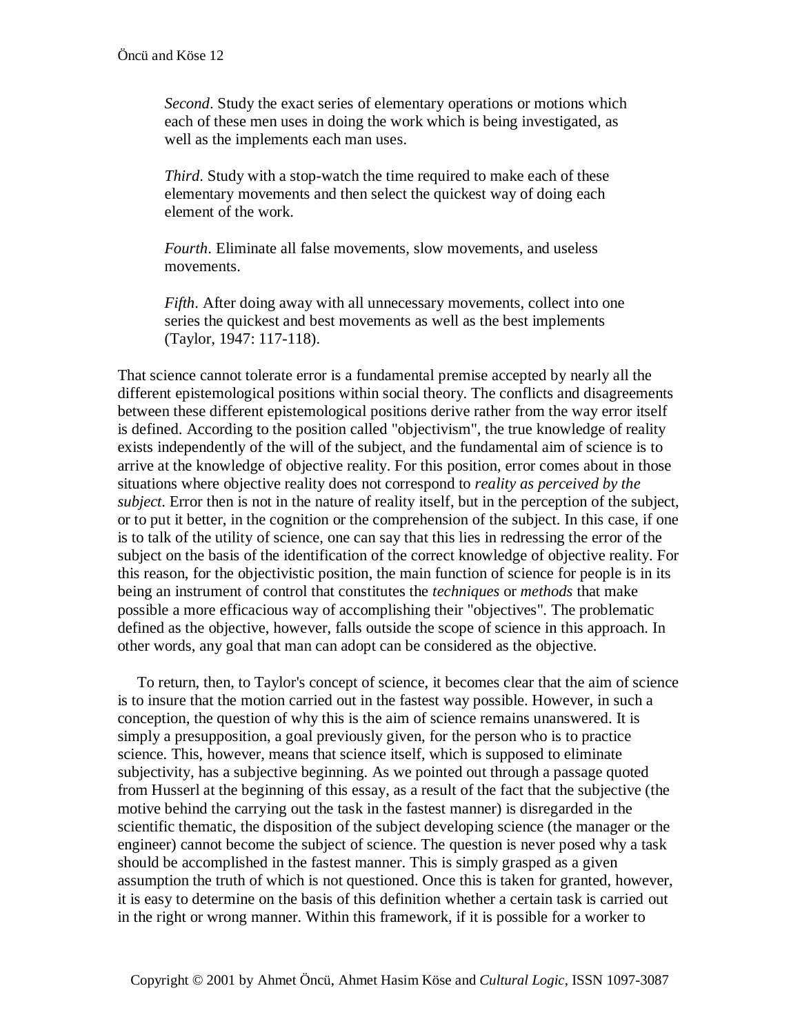> *Second*. Study the exact series of elementary operations or motions which each of these men uses in doing the work which is being investigated, as well as the implements each man uses.
>
> *Third*. Study with a stop-watch the time required to make each of these elementary movements and then select the quickest way of doing each element of the work.
>
> *Fourth*. Eliminate all false movements, slow movements, and useless movements.
>
> *Fifth*. After doing away with all unnecessary movements, collect into one series the quickest and best movements as well as the best implements (Taylor, 1947: 117-118).

That science cannot tolerate error is a fundamental premise accepted by nearly all the different epistemological positions within social theory. The conflicts and disagreements between these different epistemological positions derive rather from the way error itself is defined. According to the position called "objectivism", the true knowledge of reality exists independently of the will of the subject, and the fundamental aim of science is to arrive at the knowledge of objective reality. For this position, error comes about in those situations where objective reality does not correspond to *reality as perceived by the subject*. Error then is not in the nature of reality itself, but in the perception of the subject, or to put it better, in the cognition or the comprehension of the subject. In this case, if one is to talk of the utility of science, one can say that this lies in redressing the error of the subject on the basis of the identification of the correct knowledge of objective reality. For this reason, for the objectivistic position, the main function of science for people is in its being an instrument of control that constitutes the *techniques* or *methods* that make possible a more efficacious way of accomplishing their "objectives". The problematic defined as the objective, however, falls outside the scope of science in this approach. In other words, any goal that man can adopt can be considered as the objective.

To return, then, to Taylor's concept of science, it becomes clear that the aim of science is to insure that the motion carried out in the fastest way possible. However, in such a conception, the question of why this is the aim of science remains unanswered. It is simply a presupposition, a goal previously given, for the person who is to practice science. This, however, means that science itself, which is supposed to eliminate subjectivity, has a subjective beginning. As we pointed out through a passage quoted from Husserl at the beginning of this essay, as a result of the fact that the subjective (the motive behind the carrying out the task in the fastest manner) is disregarded in the scientific thematic, the disposition of the subject developing science (the manager or the engineer) cannot become the subject of science. The question is never posed why a task should be accomplished in the fastest manner. This is simply grasped as a given assumption the truth of which is not questioned. Once this is taken for granted, however, it is easy to determine on the basis of this definition whether a certain task is carried out in the right or wrong manner. Within this framework, if it is possible for a worker to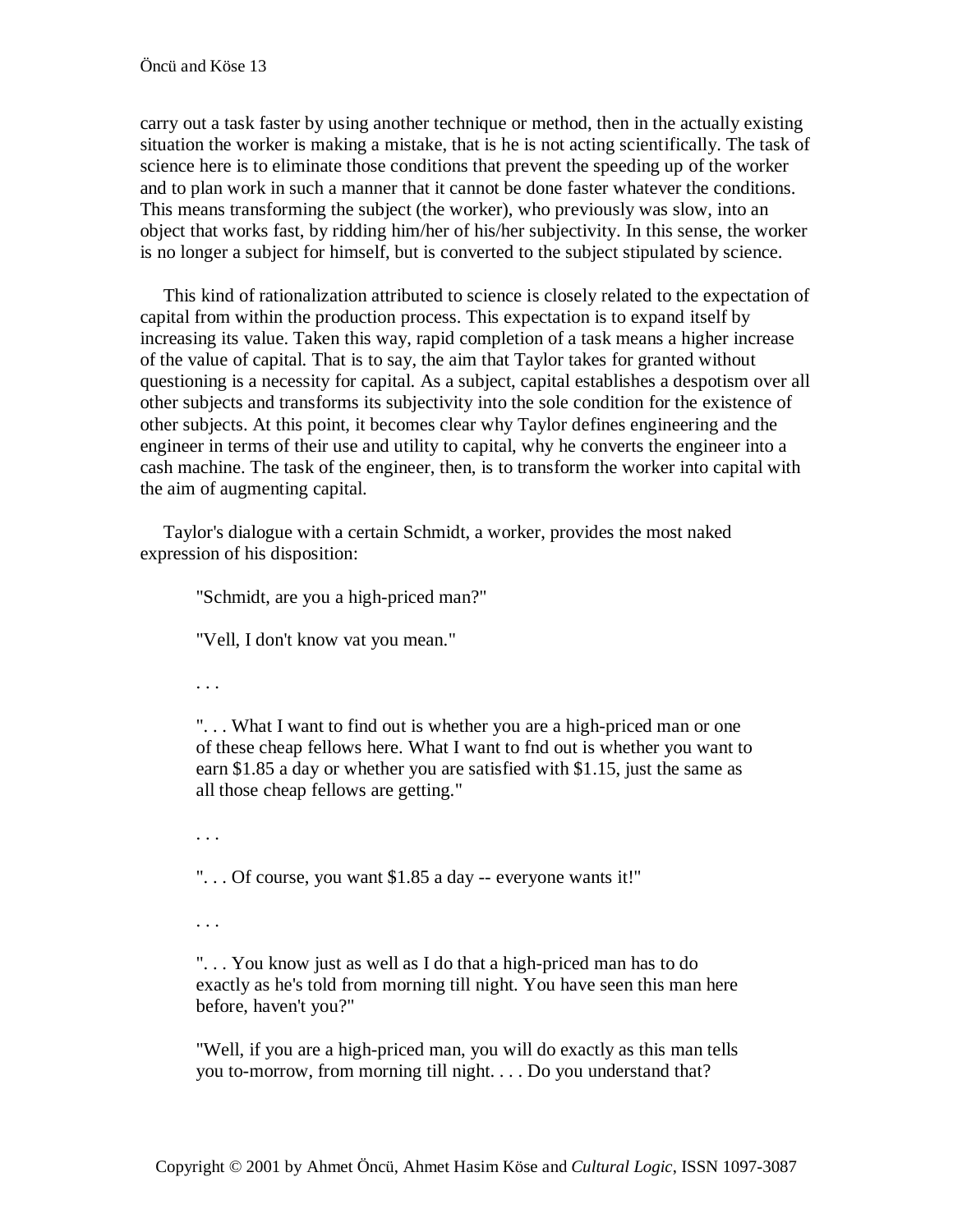carry out a task faster by using another technique or method, then in the actually existing situation the worker is making a mistake, that is he is not acting scientifically. The task of science here is to eliminate those conditions that prevent the speeding up of the worker and to plan work in such a manner that it cannot be done faster whatever the conditions. This means transforming the subject (the worker), who previously was slow, into an object that works fast, by ridding him/her of his/her subjectivity. In this sense, the worker is no longer a subject for himself, but is converted to the subject stipulated by science.

This kind of rationalization attributed to science is closely related to the expectation of capital from within the production process. This expectation is to expand itself by increasing its value. Taken this way, rapid completion of a task means a higher increase of the value of capital. That is to say, the aim that Taylor takes for granted without questioning is a necessity for capital. As a subject, capital establishes a despotism over all other subjects and transforms its subjectivity into the sole condition for the existence of other subjects. At this point, it becomes clear why Taylor defines engineering and the engineer in terms of their use and utility to capital, why he converts the engineer into a cash machine. The task of the engineer, then, is to transform the worker into capital with the aim of augmenting capital.

Taylor's dialogue with a certain Schmidt, a worker, provides the most naked expression of his disposition:

> "Schmidt, are you a high-priced man?"
>
> "Vell, I don't know vat you mean."
>
> . . .
>
> ". . . What I want to find out is whether you are a high-priced man or one of these cheap fellows here. What I want to fnd out is whether you want to earn $1.85 a day or whether you are satisfied with $1.15, just the same as all those cheap fellows are getting."
>
> . . .
>
> ". . . Of course, you want $1.85 a day -- everyone wants it!"
>
> . . .
>
> ". . . You know just as well as I do that a high-priced man has to do exactly as he's told from morning till night. You have seen this man here before, haven't you?"
>
> "Well, if you are a high-priced man, you will do exactly as this man tells you to-morrow, from morning till night. . . . Do you understand that?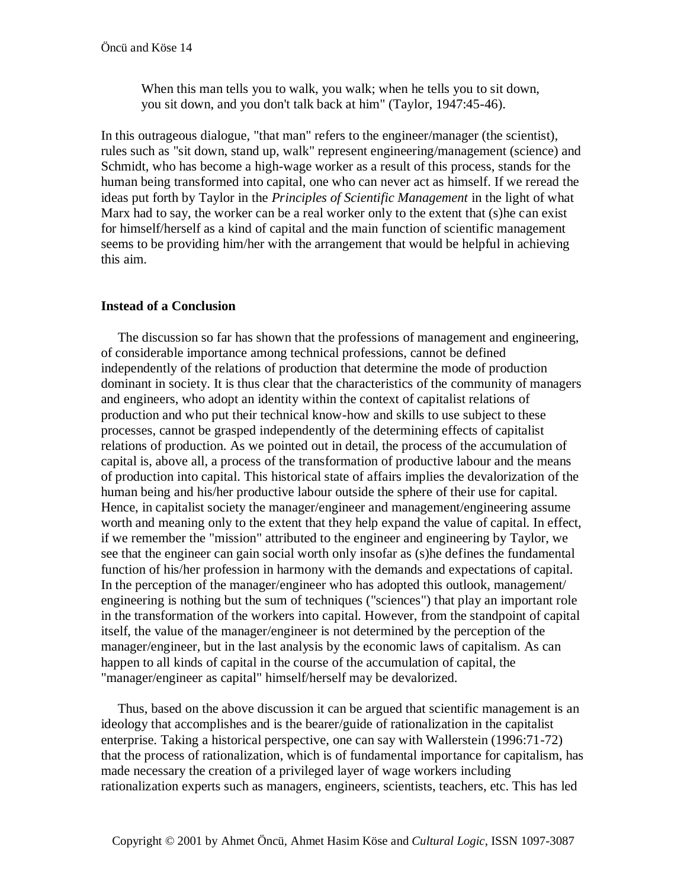> When this man tells you to walk, you walk; when he tells you to sit down, you sit down, and you don't talk back at him" (Taylor, 1947:45-46).

In this outrageous dialogue, "that man" refers to the engineer/manager (the scientist), rules such as "sit down, stand up, walk" represent engineering/management (science) and Schmidt, who has become a high-wage worker as a result of this process, stands for the human being transformed into capital, one who can never act as himself. If we reread the ideas put forth by Taylor in the *Principles of Scientific Management* in the light of what Marx had to say, the worker can be a real worker only to the extent that (s)he can exist for himself/herself as a kind of capital and the main function of scientific management seems to be providing him/her with the arrangement that would be helpful in achieving this aim.

**Instead of a Conclusion**

The discussion so far has shown that the professions of management and engineering, of considerable importance among technical professions, cannot be defined independently of the relations of production that determine the mode of production dominant in society. It is thus clear that the characteristics of the community of managers and engineers, who adopt an identity within the context of capitalist relations of production and who put their technical know-how and skills to use subject to these processes, cannot be grasped independently of the determining effects of capitalist relations of production. As we pointed out in detail, the process of the accumulation of capital is, above all, a process of the transformation of productive labour and the means of production into capital. This historical state of affairs implies the devalorization of the human being and his/her productive labour outside the sphere of their use for capital. Hence, in capitalist society the manager/engineer and management/engineering assume worth and meaning only to the extent that they help expand the value of capital. In effect, if we remember the "mission" attributed to the engineer and engineering by Taylor, we see that the engineer can gain social worth only insofar as (s)he defines the fundamental function of his/her profession in harmony with the demands and expectations of capital. In the perception of the manager/engineer who has adopted this outlook, management/ engineering is nothing but the sum of techniques ("sciences") that play an important role in the transformation of the workers into capital. However, from the standpoint of capital itself, the value of the manager/engineer is not determined by the perception of the manager/engineer, but in the last analysis by the economic laws of capitalism. As can happen to all kinds of capital in the course of the accumulation of capital, the "manager/engineer as capital" himself/herself may be devalorized.

Thus, based on the above discussion it can be argued that scientific management is an ideology that accomplishes and is the bearer/guide of rationalization in the capitalist enterprise. Taking a historical perspective, one can say with Wallerstein (1996:71-72) that the process of rationalization, which is of fundamental importance for capitalism, has made necessary the creation of a privileged layer of wage workers including rationalization experts such as managers, engineers, scientists, teachers, etc. This has led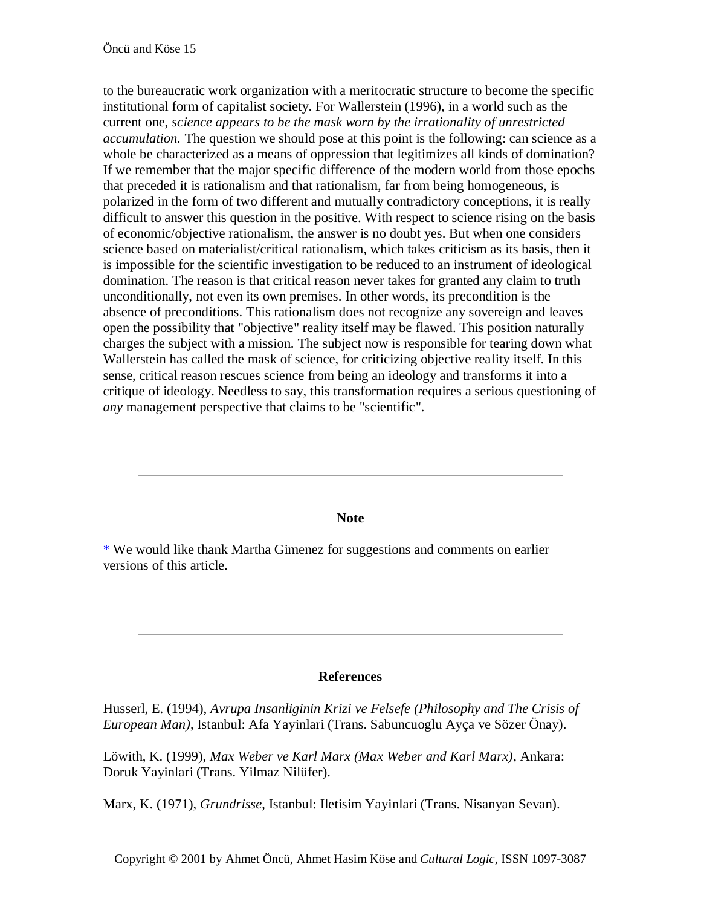to the bureaucratic work organization with a meritocratic structure to become the specific institutional form of capitalist society. For Wallerstein (1996), in a world such as the current one, *science appears to be the mask worn by the irrationality of unrestricted accumulation.* The question we should pose at this point is the following: can science as a whole be characterized as a means of oppression that legitimizes all kinds of domination? If we remember that the major specific difference of the modern world from those epochs that preceded it is rationalism and that rationalism, far from being homogeneous, is polarized in the form of two different and mutually contradictory conceptions, it is really difficult to answer this question in the positive. With respect to science rising on the basis of economic/objective rationalism, the answer is no doubt yes. But when one considers science based on materialist/critical rationalism, which takes criticism as its basis, then it is impossible for the scientific investigation to be reduced to an instrument of ideological domination. The reason is that critical reason never takes for granted any claim to truth unconditionally, not even its own premises. In other words, its precondition is the absence of preconditions. This rationalism does not recognize any sovereign and leaves open the possibility that "objective" reality itself may be flawed. This position naturally charges the subject with a mission. The subject now is responsible for tearing down what Wallerstein has called the mask of science, for criticizing objective reality itself. In this sense, critical reason rescues science from being an ideology and transforms it into a critique of ideology. Needless to say, this transformation requires a serious questioning of *any* management perspective that claims to be "scientific".

---

## Note

* We would like thank Martha Gimenez for suggestions and comments on earlier versions of this article.

---

## References

Husserl, E. (1994), *Avrupa Insanliginin Krizi ve Felsefe (Philosophy and The Crisis of European Man)*, Istanbul: Afa Yayinlari (Trans. Sabuncuoglu Ayça ve Sözer Önay).

Löwith, K. (1999), *Max Weber ve Karl Marx (Max Weber and Karl Marx)*, Ankara: Doruk Yayinlari (Trans. Yilmaz Nilüfer).

Marx, K. (1971), *Grundrisse*, Istanbul: Iletisim Yayinlari (Trans. Nisanyan Sevan).

Copyright © 2001 by Ahmet Öncü, Ahmet Hasim Köse and *Cultural Logic*, ISSN 1097-3087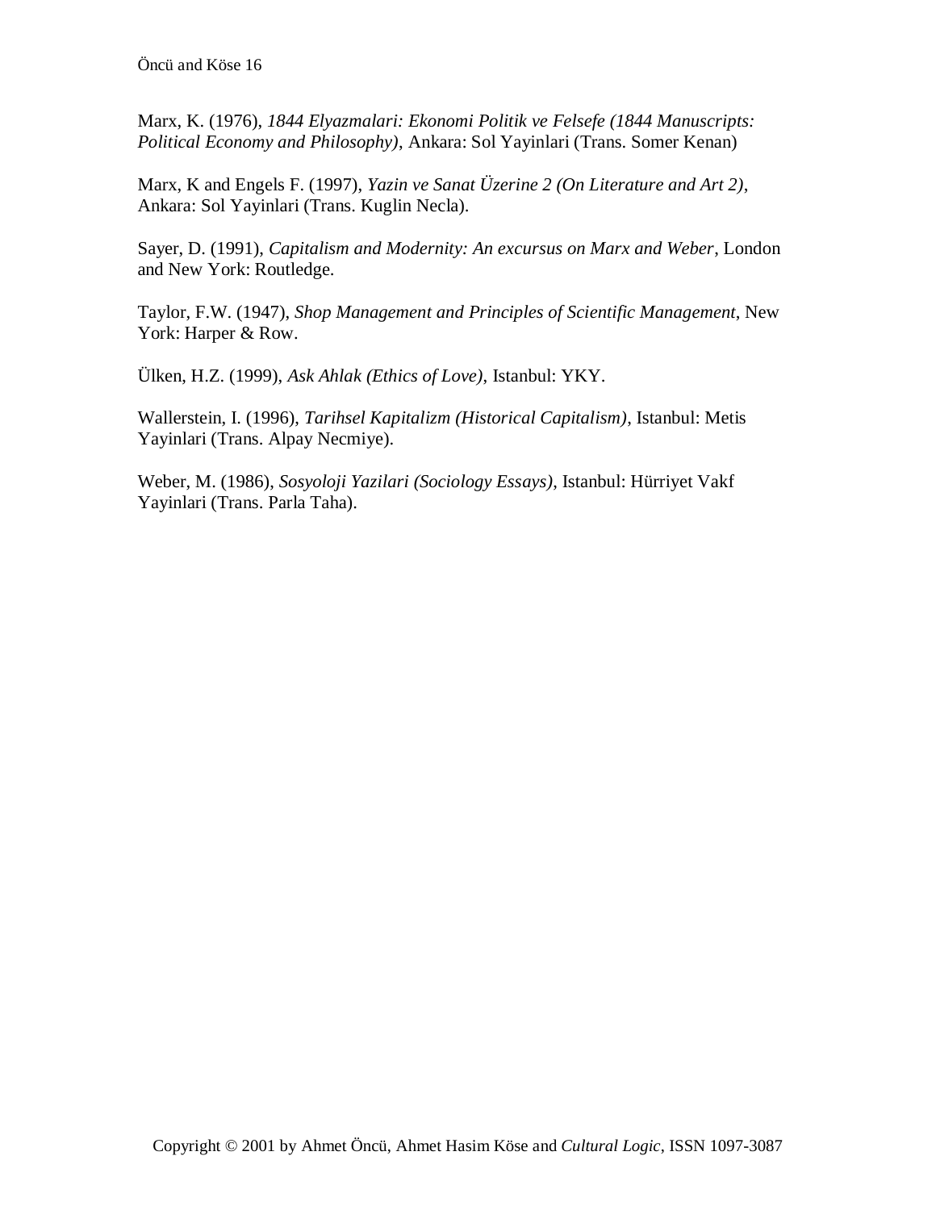Marx, K. (1976), *1844 Elyazmalari: Ekonomi Politik ve Felsefe (1844 Manuscripts: Political Economy and Philosophy)*, Ankara: Sol Yayinlari (Trans. Somer Kenan)

Marx, K and Engels F. (1997), *Yazin ve Sanat Üzerine 2 (On Literature and Art 2)*, Ankara: Sol Yayinlari (Trans. Kuglin Necla).

Sayer, D. (1991), *Capitalism and Modernity: An excursus on Marx and Weber*, London and New York: Routledge.

Taylor, F.W. (1947), *Shop Management and Principles of Scientific Management*, New York: Harper & Row.

Ülken, H.Z. (1999), *Ask Ahlak (Ethics of Love)*, Istanbul: YKY.

Wallerstein, I. (1996), *Tarihsel Kapitalizm (Historical Capitalism)*, Istanbul: Metis Yayinlari (Trans. Alpay Necmiye).

Weber, M. (1986), *Sosyoloji Yazilari (Sociology Essays)*, Istanbul: Hürriyet Vakf Yayinlari (Trans. Parla Taha).

Copyright © 2001 by Ahmet Öncü, Ahmet Hasim Köse and *Cultural Logic*, ISSN 1097-3087